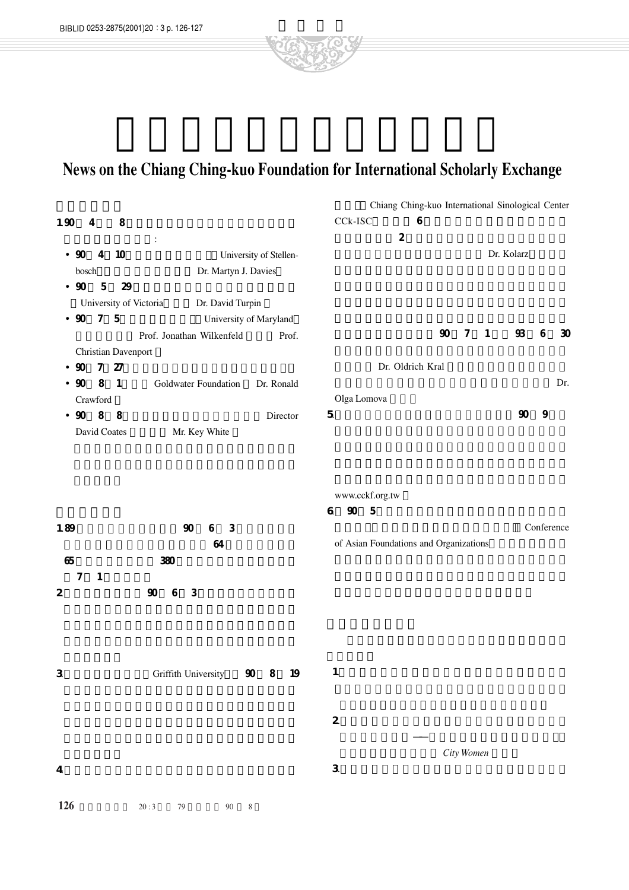# News on the Chiang Ching-kuo Foundation for International Scholarly Exchange

1. 90 4 8 :
   - 90 4 10 University of Stellenbosch Dr. Martyn J. Davies
   - 90 5 29 University of Victoria Dr. David Turpin
   - 90 7 5 University of Maryland Prof. Jonathan Wilkenfeld Prof. Christian Davenport
   - 90 7 27
   - 90 8 1 Goldwater Foundation Dr. Ronald Crawford
   - 90 8 8 Director David Coates Mr. Key White

1. 89 90 6 3 64 65 380 7 1
2. 90 6 3
3. Griffith University 90 8 19
4. Chiang Ching-kuo International Sinological Center CCk-ISC 6 2 Dr. Kolarz 90 7 1 93 6 30 Dr. Oldrich Kral Dr. Olga Lomova
5. 90 9 www.cckf.org.tw
6. 90 5 Conference of Asian Foundations and Organizations

1.
2. —— *City Women*
3.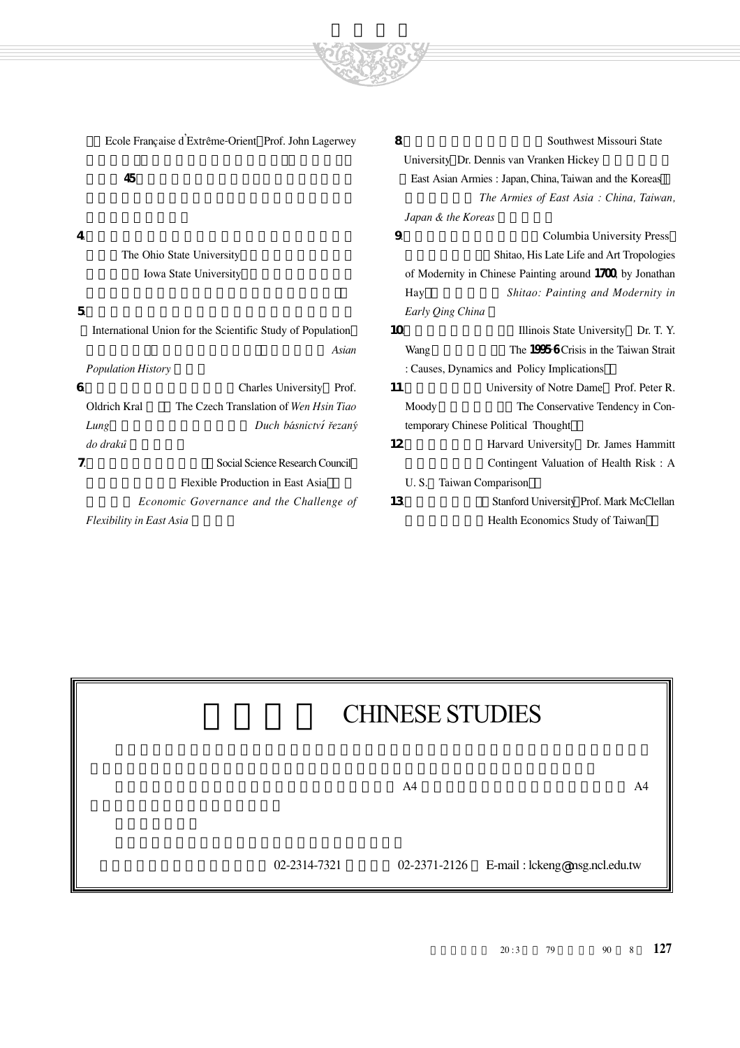Ecole Française d'Extrême-Orient Prof. John Lagerwey

45

4.

The Ohio State University

Iowa State University

5.

International Union for the Scientific Study of Population

*Asian Population History*

6.

Charles University Prof. Oldrich Kral The Czech Translation of *Wen Hsin Tiao Lung* *Duch básnictví řezaný do draků*

7.

Social Science Research Council

Flexible Production in East Asia

*Economic Governance and the Challenge of Flexibility in East Asia*

8.

Southwest Missouri State University Dr. Dennis van Vranken Hickey

East Asian Armies : Japan, China, Taiwan and the Koreas

*The Armies of East Asia : China, Taiwan, Japan & the Koreas*

9.

Columbia University Press

Shitao, His Late Life and Art Tropologies of Modernity in Chinese Painting around 1700, by Jonathan Hay *Shitao: Painting and Modernity in Early Qing China*

10.

Illinois State University Dr. T. Y. Wang The 1995-6 Crisis in the Taiwan Strait : Causes, Dynamics and Policy Implications

11.

University of Notre Dame Prof. Peter R. Moody The Conservative Tendency in Contemporary Chinese Political Thought

12.

Harvard University Dr. James Hammitt

Contingent Valuation of Health Risk : A U. S. Taiwan Comparison

13.

Stanford University Prof. Mark McClellan

Health Economics Study of Taiwan

# CHINESE STUDIES

A4 A4

02-2314-7321 02-2371-2126 E-mail : lckeng@msg.ncl.edu.tw